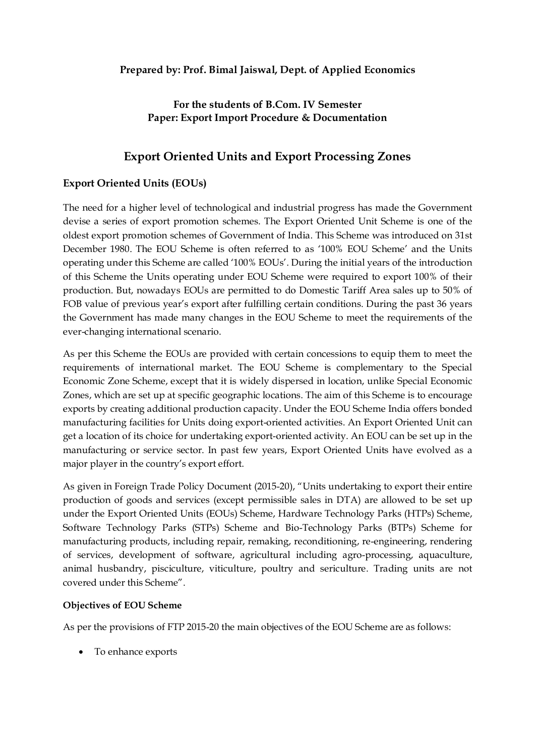**Prepared by: Prof. Bimal Jaiswal, Dept. of Applied Economics**

**For the students of B.Com. IV Semester**
**Paper: Export Import Procedure & Documentation**

# Export Oriented Units and Export Processing Zones

## Export Oriented Units (EOUs)

The need for a higher level of technological and industrial progress has made the Government devise a series of export promotion schemes. The Export Oriented Unit Scheme is one of the oldest export promotion schemes of Government of India. This Scheme was introduced on 31st December 1980. The EOU Scheme is often referred to as '100% EOU Scheme' and the Units operating under this Scheme are called '100% EOUs'. During the initial years of the introduction of this Scheme the Units operating under EOU Scheme were required to export 100% of their production. But, nowadays EOUs are permitted to do Domestic Tariff Area sales up to 50% of FOB value of previous year's export after fulfilling certain conditions. During the past 36 years the Government has made many changes in the EOU Scheme to meet the requirements of the ever-changing international scenario.

As per this Scheme the EOUs are provided with certain concessions to equip them to meet the requirements of international market. The EOU Scheme is complementary to the Special Economic Zone Scheme, except that it is widely dispersed in location, unlike Special Economic Zones, which are set up at specific geographic locations. The aim of this Scheme is to encourage exports by creating additional production capacity. Under the EOU Scheme India offers bonded manufacturing facilities for Units doing export-oriented activities. An Export Oriented Unit can get a location of its choice for undertaking export-oriented activity. An EOU can be set up in the manufacturing or service sector. In past few years, Export Oriented Units have evolved as a major player in the country's export effort.

As given in Foreign Trade Policy Document (2015-20), "Units undertaking to export their entire production of goods and services (except permissible sales in DTA) are allowed to be set up under the Export Oriented Units (EOUs) Scheme, Hardware Technology Parks (HTPs) Scheme, Software Technology Parks (STPs) Scheme and Bio-Technology Parks (BTPs) Scheme for manufacturing products, including repair, remaking, reconditioning, re-engineering, rendering of services, development of software, agricultural including agro-processing, aquaculture, animal husbandry, pisciculture, viticulture, poultry and sericulture. Trading units are not covered under this Scheme".

### Objectives of EOU Scheme

As per the provisions of FTP 2015-20 the main objectives of the EOU Scheme are as follows:

- To enhance exports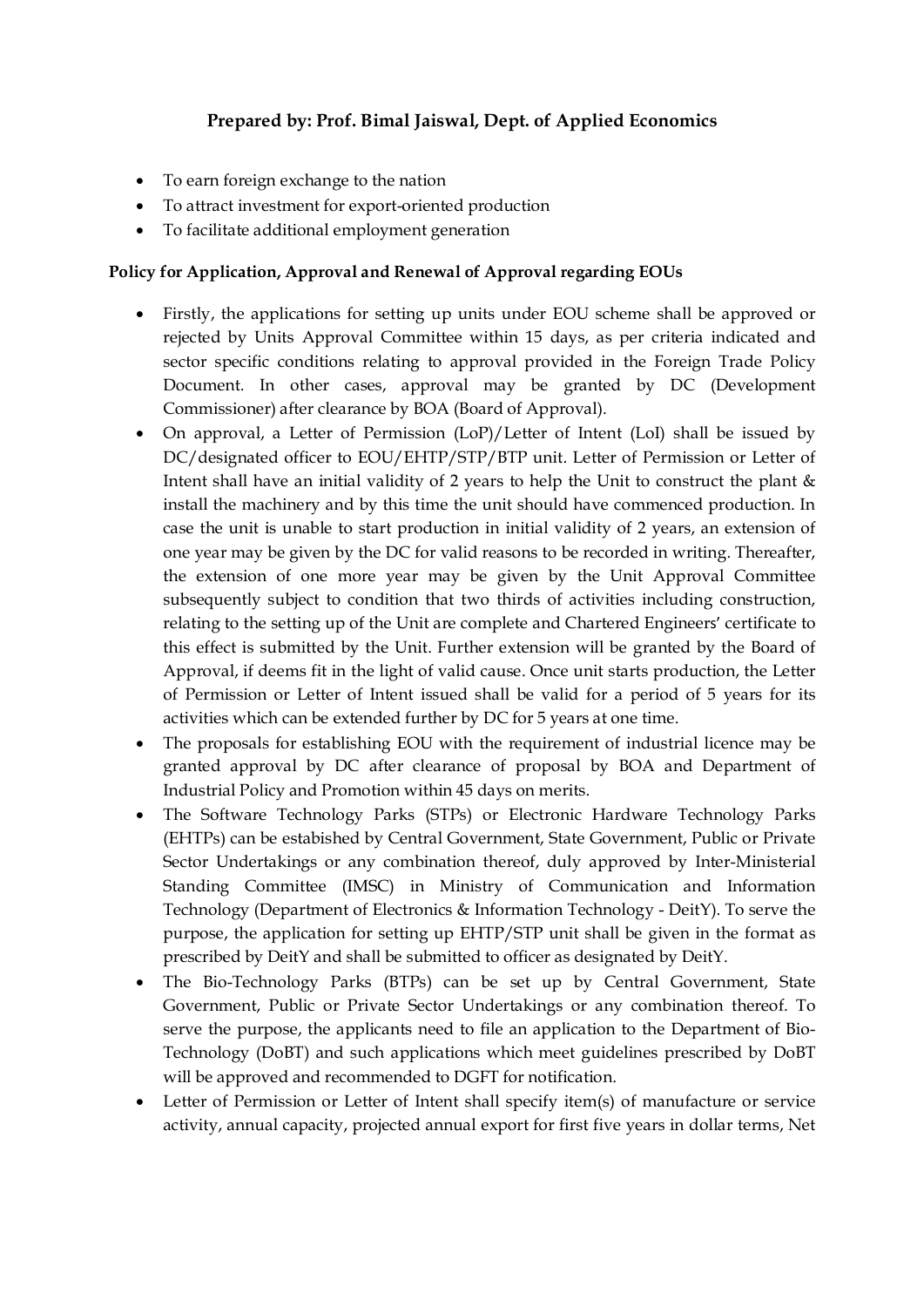**Prepared by: Prof. Bimal Jaiswal, Dept. of Applied Economics**

- To earn foreign exchange to the nation
- To attract investment for export-oriented production
- To facilitate additional employment generation

**Policy for Application, Approval and Renewal of Approval regarding EOUs**

- Firstly, the applications for setting up units under EOU scheme shall be approved or rejected by Units Approval Committee within 15 days, as per criteria indicated and sector specific conditions relating to approval provided in the Foreign Trade Policy Document. In other cases, approval may be granted by DC (Development Commissioner) after clearance by BOA (Board of Approval).
- On approval, a Letter of Permission (LoP)/Letter of Intent (LoI) shall be issued by DC/designated officer to EOU/EHTP/STP/BTP unit. Letter of Permission or Letter of Intent shall have an initial validity of 2 years to help the Unit to construct the plant & install the machinery and by this time the unit should have commenced production. In case the unit is unable to start production in initial validity of 2 years, an extension of one year may be given by the DC for valid reasons to be recorded in writing. Thereafter, the extension of one more year may be given by the Unit Approval Committee subsequently subject to condition that two thirds of activities including construction, relating to the setting up of the Unit are complete and Chartered Engineers' certificate to this effect is submitted by the Unit. Further extension will be granted by the Board of Approval, if deems fit in the light of valid cause. Once unit starts production, the Letter of Permission or Letter of Intent issued shall be valid for a period of 5 years for its activities which can be extended further by DC for 5 years at one time.
- The proposals for establishing EOU with the requirement of industrial licence may be granted approval by DC after clearance of proposal by BOA and Department of Industrial Policy and Promotion within 45 days on merits.
- The Software Technology Parks (STPs) or Electronic Hardware Technology Parks (EHTPs) can be estabished by Central Government, State Government, Public or Private Sector Undertakings or any combination thereof, duly approved by Inter-Ministerial Standing Committee (IMSC) in Ministry of Communication and Information Technology (Department of Electronics & Information Technology - DeitY). To serve the purpose, the application for setting up EHTP/STP unit shall be given in the format as prescribed by DeitY and shall be submitted to officer as designated by DeitY.
- The Bio-Technology Parks (BTPs) can be set up by Central Government, State Government, Public or Private Sector Undertakings or any combination thereof. To serve the purpose, the applicants need to file an application to the Department of Bio-Technology (DoBT) and such applications which meet guidelines prescribed by DoBT will be approved and recommended to DGFT for notification.
- Letter of Permission or Letter of Intent shall specify item(s) of manufacture or service activity, annual capacity, projected annual export for first five years in dollar terms, Net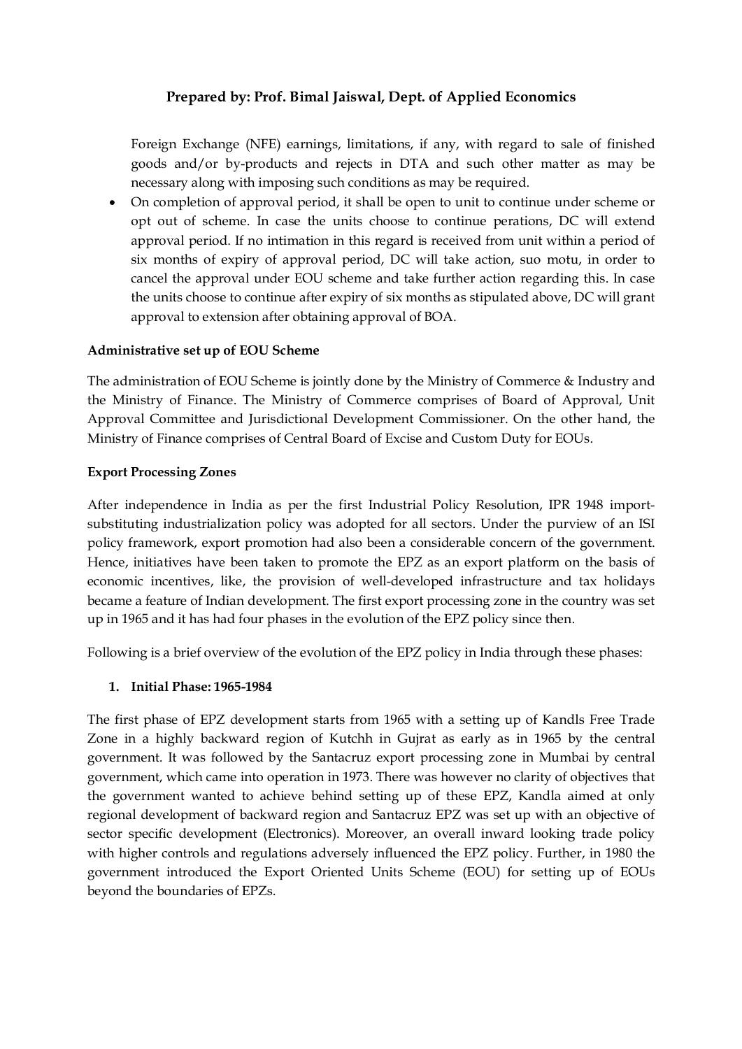Foreign Exchange (NFE) earnings, limitations, if any, with regard to sale of finished goods and/or by-products and rejects in DTA and such other matter as may be necessary along with imposing such conditions as may be required.

- On completion of approval period, it shall be open to unit to continue under scheme or opt out of scheme. In case the units choose to continue perations, DC will extend approval period. If no intimation in this regard is received from unit within a period of six months of expiry of approval period, DC will take action, suo motu, in order to cancel the approval under EOU scheme and take further action regarding this. In case the units choose to continue after expiry of six months as stipulated above, DC will grant approval to extension after obtaining approval of BOA.

**Administrative set up of EOU Scheme**

The administration of EOU Scheme is jointly done by the Ministry of Commerce & Industry and the Ministry of Finance. The Ministry of Commerce comprises of Board of Approval, Unit Approval Committee and Jurisdictional Development Commissioner. On the other hand, the Ministry of Finance comprises of Central Board of Excise and Custom Duty for EOUs.

**Export Processing Zones**

After independence in India as per the first Industrial Policy Resolution, IPR 1948 import-substituting industrialization policy was adopted for all sectors. Under the purview of an ISI policy framework, export promotion had also been a considerable concern of the government. Hence, initiatives have been taken to promote the EPZ as an export platform on the basis of economic incentives, like, the provision of well-developed infrastructure and tax holidays became a feature of Indian development. The first export processing zone in the country was set up in 1965 and it has had four phases in the evolution of the EPZ policy since then.

Following is a brief overview of the evolution of the EPZ policy in India through these phases:

**1. Initial Phase: 1965-1984**

The first phase of EPZ development starts from 1965 with a setting up of Kandls Free Trade Zone in a highly backward region of Kutchh in Gujrat as early as in 1965 by the central government. It was followed by the Santacruz export processing zone in Mumbai by central government, which came into operation in 1973. There was however no clarity of objectives that the government wanted to achieve behind setting up of these EPZ, Kandla aimed at only regional development of backward region and Santacruz EPZ was set up with an objective of sector specific development (Electronics). Moreover, an overall inward looking trade policy with higher controls and regulations adversely influenced the EPZ policy. Further, in 1980 the government introduced the Export Oriented Units Scheme (EOU) for setting up of EOUs beyond the boundaries of EPZs.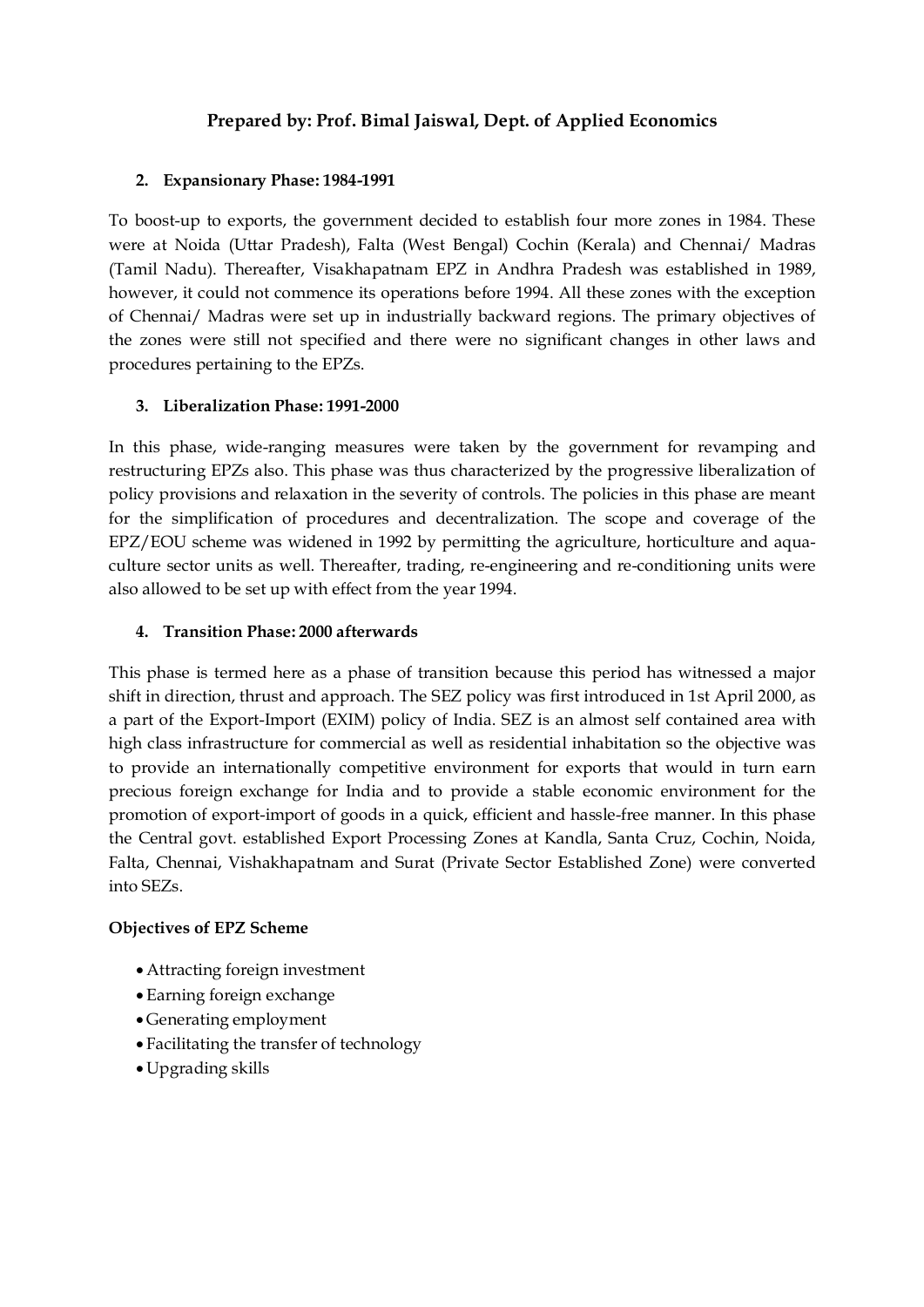**Prepared by: Prof. Bimal Jaiswal, Dept. of Applied Economics**

2. **Expansionary Phase: 1984-1991**

To boost-up to exports, the government decided to establish four more zones in 1984. These were at Noida (Uttar Pradesh), Falta (West Bengal) Cochin (Kerala) and Chennai/ Madras (Tamil Nadu). Thereafter, Visakhapatnam EPZ in Andhra Pradesh was established in 1989, however, it could not commence its operations before 1994. All these zones with the exception of Chennai/ Madras were set up in industrially backward regions. The primary objectives of the zones were still not specified and there were no significant changes in other laws and procedures pertaining to the EPZs.

3. **Liberalization Phase: 1991-2000**

In this phase, wide-ranging measures were taken by the government for revamping and restructuring EPZs also. This phase was thus characterized by the progressive liberalization of policy provisions and relaxation in the severity of controls. The policies in this phase are meant for the simplification of procedures and decentralization. The scope and coverage of the EPZ/EOU scheme was widened in 1992 by permitting the agriculture, horticulture and aqua-culture sector units as well. Thereafter, trading, re-engineering and re-conditioning units were also allowed to be set up with effect from the year 1994.

4. **Transition Phase: 2000 afterwards**

This phase is termed here as a phase of transition because this period has witnessed a major shift in direction, thrust and approach. The SEZ policy was first introduced in 1st April 2000, as a part of the Export-Import (EXIM) policy of India. SEZ is an almost self contained area with high class infrastructure for commercial as well as residential inhabitation so the objective was to provide an internationally competitive environment for exports that would in turn earn precious foreign exchange for India and to provide a stable economic environment for the promotion of export-import of goods in a quick, efficient and hassle-free manner. In this phase the Central govt. established Export Processing Zones at Kandla, Santa Cruz, Cochin, Noida, Falta, Chennai, Vishakhapatnam and Surat (Private Sector Established Zone) were converted into SEZs.

**Objectives of EPZ Scheme**

- Attracting foreign investment
- Earning foreign exchange
- Generating employment
- Facilitating the transfer of technology
- Upgrading skills